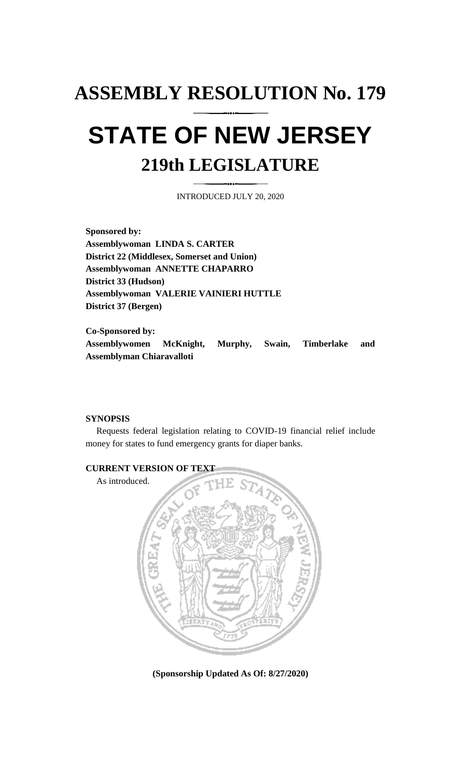# ASSEMBLY RESOLUTION No. 179

# STATE OF NEW JERSEY

## 219th LEGISLATURE

INTRODUCED JULY 20, 2020

**Sponsored by:**
**Assemblywoman LINDA S. CARTER**
**District 22 (Middlesex, Somerset and Union)**
**Assemblywoman ANNETTE CHAPARRO**
**District 33 (Hudson)**
**Assemblywoman VALERIE VAINIERI HUTTLE**
**District 37 (Bergen)**

**Co-Sponsored by:**
**Assemblywomen McKnight, Murphy, Swain, Timberlake and Assemblyman Chiaravalloti**

**SYNOPSIS**

Requests federal legislation relating to COVID-19 financial relief include money for states to fund emergency grants for diaper banks.

**CURRENT VERSION OF TEXT**

As introduced.

**(Sponsorship Updated As Of: 8/27/2020)**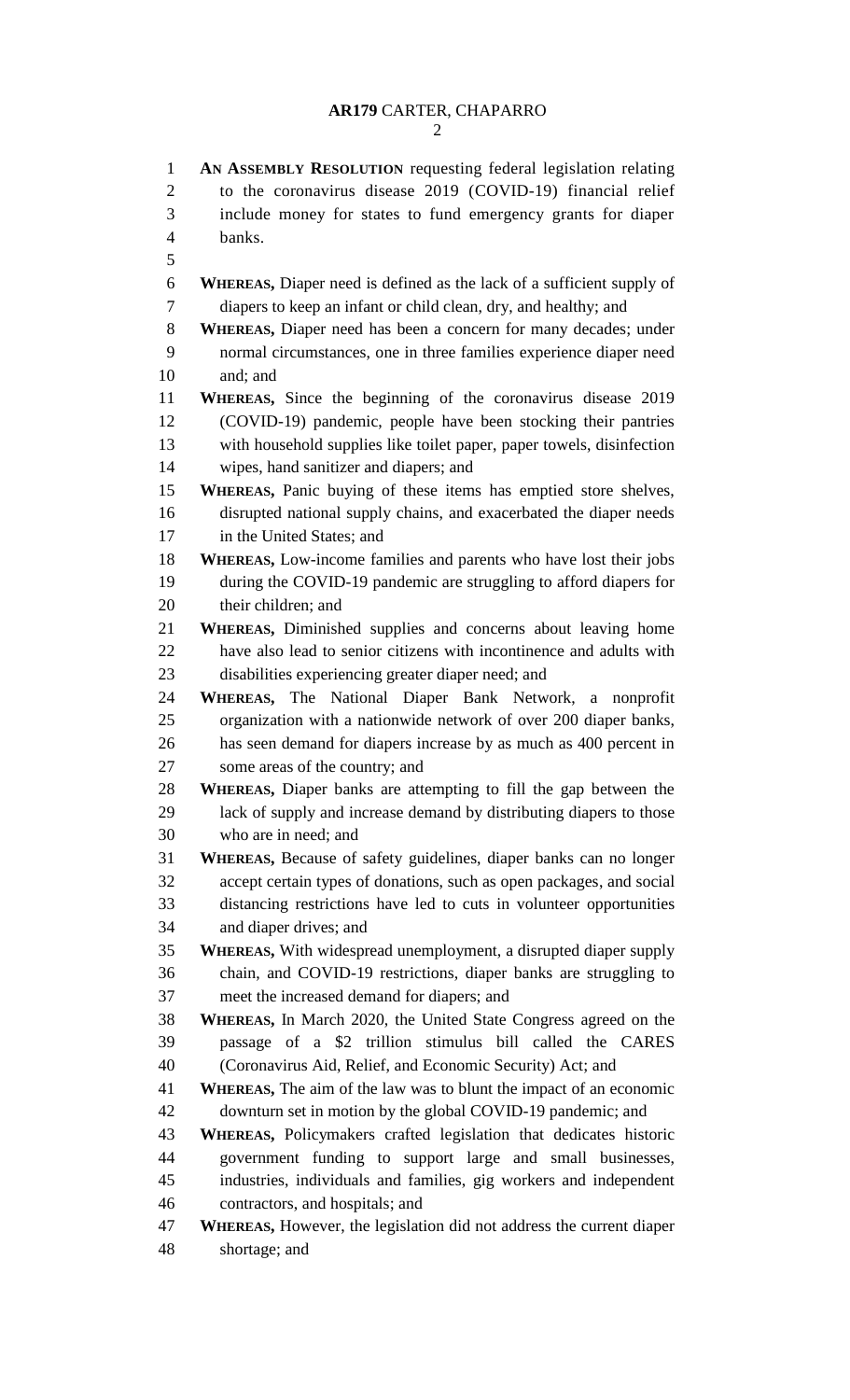**AN ASSEMBLY RESOLUTION** requesting federal legislation relating to the coronavirus disease 2019 (COVID-19) financial relief include money for states to fund emergency grants for diaper banks.

**WHEREAS,** Diaper need is defined as the lack of a sufficient supply of diapers to keep an infant or child clean, dry, and healthy; and

**WHEREAS,** Diaper need has been a concern for many decades; under normal circumstances, one in three families experience diaper need and; and

**WHEREAS,** Since the beginning of the coronavirus disease 2019 (COVID-19) pandemic, people have been stocking their pantries with household supplies like toilet paper, paper towels, disinfection wipes, hand sanitizer and diapers; and

**WHEREAS,** Panic buying of these items has emptied store shelves, disrupted national supply chains, and exacerbated the diaper needs in the United States; and

**WHEREAS,** Low-income families and parents who have lost their jobs during the COVID-19 pandemic are struggling to afford diapers for their children; and

**WHEREAS,** Diminished supplies and concerns about leaving home have also lead to senior citizens with incontinence and adults with disabilities experiencing greater diaper need; and

**WHEREAS,** The National Diaper Bank Network, a nonprofit organization with a nationwide network of over 200 diaper banks, has seen demand for diapers increase by as much as 400 percent in some areas of the country; and

**WHEREAS,** Diaper banks are attempting to fill the gap between the lack of supply and increase demand by distributing diapers to those who are in need; and

**WHEREAS,** Because of safety guidelines, diaper banks can no longer accept certain types of donations, such as open packages, and social distancing restrictions have led to cuts in volunteer opportunities and diaper drives; and

**WHEREAS,** With widespread unemployment, a disrupted diaper supply chain, and COVID-19 restrictions, diaper banks are struggling to meet the increased demand for diapers; and

**WHEREAS,** In March 2020, the United State Congress agreed on the passage of a $2 trillion stimulus bill called the CARES (Coronavirus Aid, Relief, and Economic Security) Act; and

**WHEREAS,** The aim of the law was to blunt the impact of an economic downturn set in motion by the global COVID-19 pandemic; and

**WHEREAS,** Policymakers crafted legislation that dedicates historic government funding to support large and small businesses, industries, individuals and families, gig workers and independent contractors, and hospitals; and

**WHEREAS,** However, the legislation did not address the current diaper shortage; and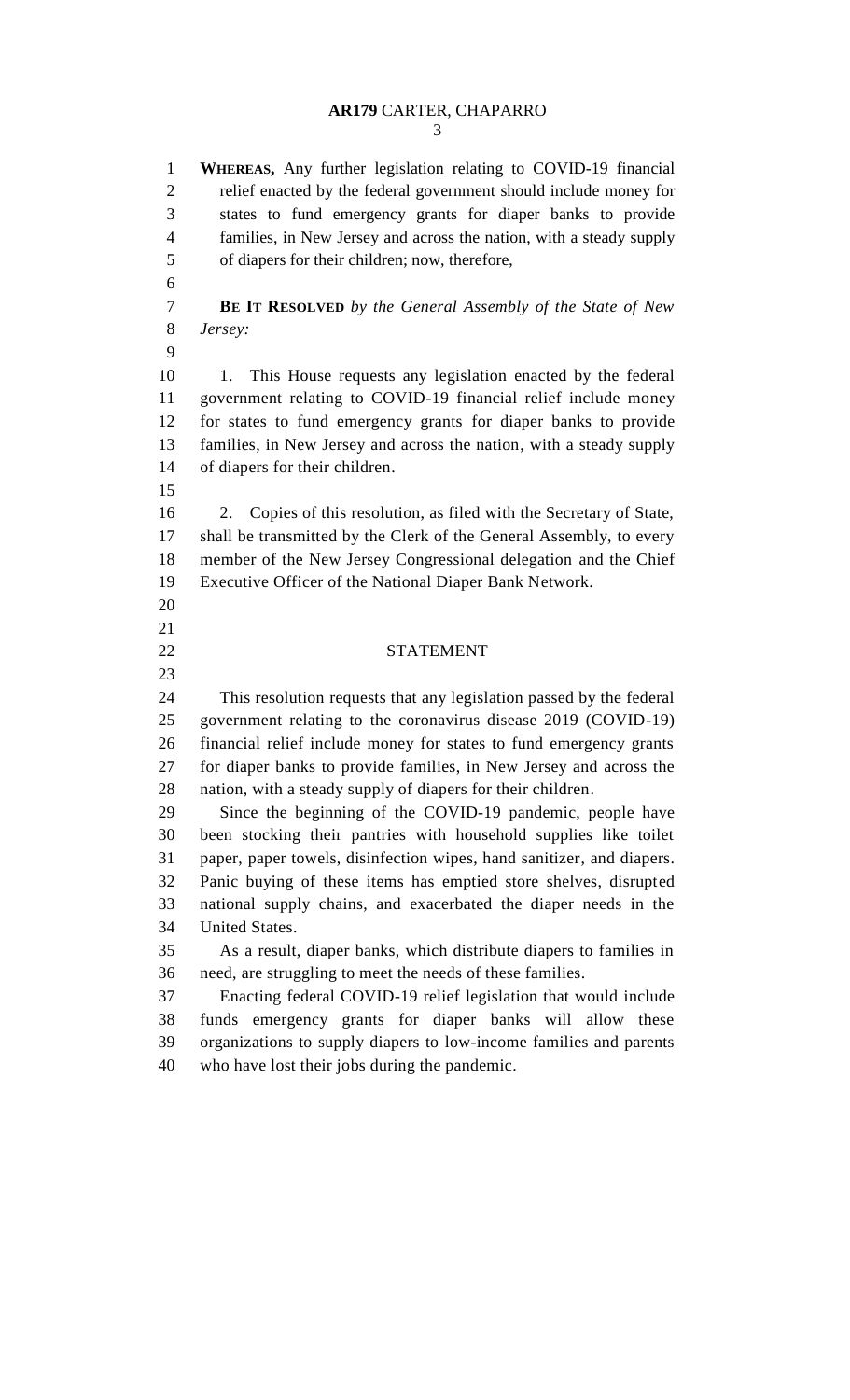**WHEREAS,** Any further legislation relating to COVID-19 financial relief enacted by the federal government should include money for states to fund emergency grants for diaper banks to provide families, in New Jersey and across the nation, with a steady supply of diapers for their children; now, therefore,

**BE IT RESOLVED** *by the General Assembly of the State of New Jersey:*

1. This House requests any legislation enacted by the federal government relating to COVID-19 financial relief include money for states to fund emergency grants for diaper banks to provide families, in New Jersey and across the nation, with a steady supply of diapers for their children.

2. Copies of this resolution, as filed with the Secretary of State, shall be transmitted by the Clerk of the General Assembly, to every member of the New Jersey Congressional delegation and the Chief Executive Officer of the National Diaper Bank Network.

## STATEMENT

This resolution requests that any legislation passed by the federal government relating to the coronavirus disease 2019 (COVID-19) financial relief include money for states to fund emergency grants for diaper banks to provide families, in New Jersey and across the nation, with a steady supply of diapers for their children.

Since the beginning of the COVID-19 pandemic, people have been stocking their pantries with household supplies like toilet paper, paper towels, disinfection wipes, hand sanitizer, and diapers. Panic buying of these items has emptied store shelves, disrupted national supply chains, and exacerbated the diaper needs in the United States.

As a result, diaper banks, which distribute diapers to families in need, are struggling to meet the needs of these families.

Enacting federal COVID-19 relief legislation that would include funds emergency grants for diaper banks will allow these organizations to supply diapers to low-income families and parents who have lost their jobs during the pandemic.